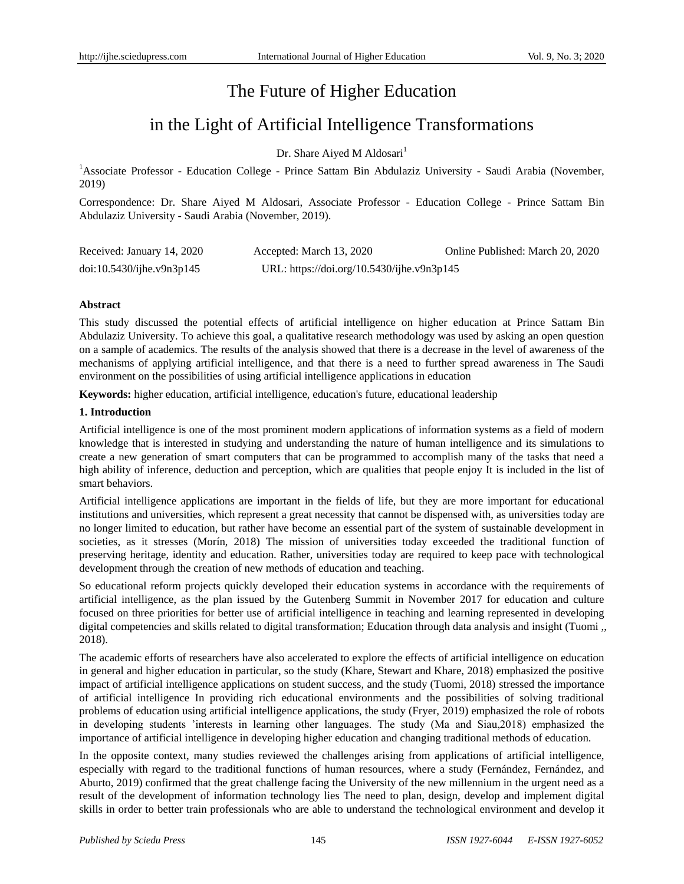# The Future of Higher Education

# in the Light of Artificial Intelligence Transformations

Dr. Share Aiyed M Aldosari[1]

[1]Associate Professor - Education College - Prince Sattam Bin Abdulaziz University - Saudi Arabia (November, 2019)

Correspondence: Dr. Share Aiyed M Aldosari, Associate Professor - Education College - Prince Sattam Bin Abdulaziz University - Saudi Arabia (November, 2019).

Received: January 14, 2020    Accepted: March 13, 2020    Online Published: March 20, 2020

doi:10.5430/ijhe.v9n3p145    URL: https://doi.org/10.5430/ijhe.v9n3p145

**Abstract**

This study discussed the potential effects of artificial intelligence on higher education at Prince Sattam Bin Abdulaziz University. To achieve this goal, a qualitative research methodology was used by asking an open question on a sample of academics. The results of the analysis showed that there is a decrease in the level of awareness of the mechanisms of applying artificial intelligence, and that there is a need to further spread awareness in The Saudi environment on the possibilities of using artificial intelligence applications in education

**Keywords:** higher education, artificial intelligence, education's future, educational leadership

## 1. Introduction

Artificial intelligence is one of the most prominent modern applications of information systems as a field of modern knowledge that is interested in studying and understanding the nature of human intelligence and its simulations to create a new generation of smart computers that can be programmed to accomplish many of the tasks that need a high ability of inference, deduction and perception, which are qualities that people enjoy It is included in the list of smart behaviors.

Artificial intelligence applications are important in the fields of life, but they are more important for educational institutions and universities, which represent a great necessity that cannot be dispensed with, as universities today are no longer limited to education, but rather have become an essential part of the system of sustainable development in societies, as it stresses (Morín, 2018) The mission of universities today exceeded the traditional function of preserving heritage, identity and education. Rather, universities today are required to keep pace with technological development through the creation of new methods of education and teaching.

So educational reform projects quickly developed their education systems in accordance with the requirements of artificial intelligence, as the plan issued by the Gutenberg Summit in November 2017 for education and culture focused on three priorities for better use of artificial intelligence in teaching and learning represented in developing digital competencies and skills related to digital transformation; Education through data analysis and insight (Tuomi ,, 2018).

The academic efforts of researchers have also accelerated to explore the effects of artificial intelligence on education in general and higher education in particular, so the study (Khare, Stewart and Khare, 2018) emphasized the positive impact of artificial intelligence applications on student success, and the study (Tuomi, 2018) stressed the importance of artificial intelligence In providing rich educational environments and the possibilities of solving traditional problems of education using artificial intelligence applications, the study (Fryer, 2019) emphasized the role of robots in developing students 'interests in learning other languages. The study (Ma and Siau,2018) emphasized the importance of artificial intelligence in developing higher education and changing traditional methods of education.

In the opposite context, many studies reviewed the challenges arising from applications of artificial intelligence, especially with regard to the traditional functions of human resources, where a study (Fernández, Fernández, and Aburto, 2019) confirmed that the great challenge facing the University of the new millennium in the urgent need as a result of the development of information technology lies The need to plan, design, develop and implement digital skills in order to better train professionals who are able to understand the technological environment and develop it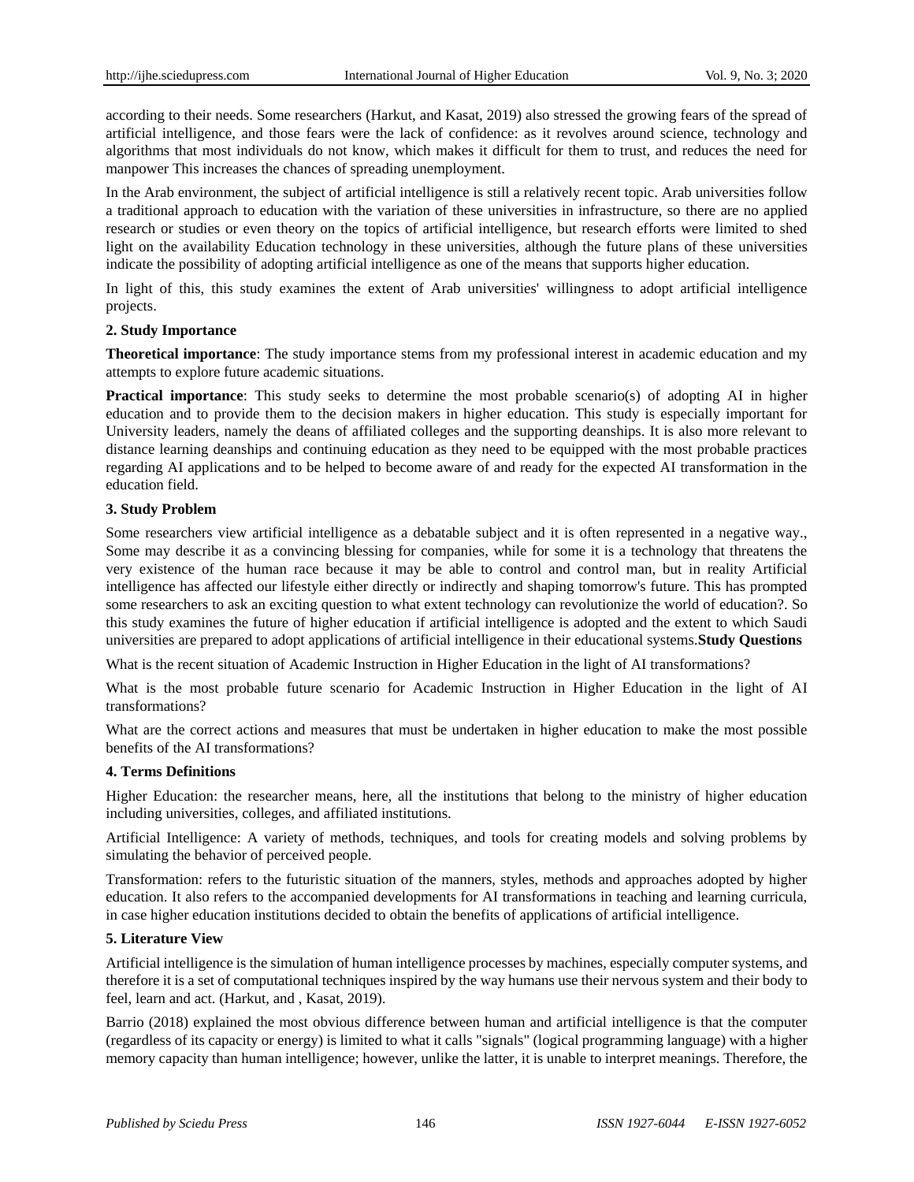according to their needs. Some researchers (Harkut, and Kasat, 2019) also stressed the growing fears of the spread of artificial intelligence, and those fears were the lack of confidence: as it revolves around science, technology and algorithms that most individuals do not know, which makes it difficult for them to trust, and reduces the need for manpower This increases the chances of spreading unemployment.

In the Arab environment, the subject of artificial intelligence is still a relatively recent topic. Arab universities follow a traditional approach to education with the variation of these universities in infrastructure, so there are no applied research or studies or even theory on the topics of artificial intelligence, but research efforts were limited to shed light on the availability Education technology in these universities, although the future plans of these universities indicate the possibility of adopting artificial intelligence as one of the means that supports higher education.

In light of this, this study examines the extent of Arab universities' willingness to adopt artificial intelligence projects.

## 2. Study Importance

**Theoretical importance**: The study importance stems from my professional interest in academic education and my attempts to explore future academic situations.

**Practical importance**: This study seeks to determine the most probable scenario(s) of adopting AI in higher education and to provide them to the decision makers in higher education. This study is especially important for University leaders, namely the deans of affiliated colleges and the supporting deanships. It is also more relevant to distance learning deanships and continuing education as they need to be equipped with the most probable practices regarding AI applications and to be helped to become aware of and ready for the expected AI transformation in the education field.

## 3. Study Problem

Some researchers view artificial intelligence as a debatable subject and it is often represented in a negative way., Some may describe it as a convincing blessing for companies, while for some it is a technology that threatens the very existence of the human race because it may be able to control and control man, but in reality Artificial intelligence has affected our lifestyle either directly or indirectly and shaping tomorrow's future. This has prompted some researchers to ask an exciting question to what extent technology can revolutionize the world of education?. So this study examines the future of higher education if artificial intelligence is adopted and the extent to which Saudi universities are prepared to adopt applications of artificial intelligence in their educational systems.**Study Questions**

What is the recent situation of Academic Instruction in Higher Education in the light of AI transformations?

What is the most probable future scenario for Academic Instruction in Higher Education in the light of AI transformations?

What are the correct actions and measures that must be undertaken in higher education to make the most possible benefits of the AI transformations?

## 4. Terms Definitions

Higher Education: the researcher means, here, all the institutions that belong to the ministry of higher education including universities, colleges, and affiliated institutions.

Artificial Intelligence: A variety of methods, techniques, and tools for creating models and solving problems by simulating the behavior of perceived people.

Transformation: refers to the futuristic situation of the manners, styles, methods and approaches adopted by higher education. It also refers to the accompanied developments for AI transformations in teaching and learning curricula, in case higher education institutions decided to obtain the benefits of applications of artificial intelligence.

## 5. Literature View

Artificial intelligence is the simulation of human intelligence processes by machines, especially computer systems, and therefore it is a set of computational techniques inspired by the way humans use their nervous system and their body to feel, learn and act. (Harkut, and , Kasat, 2019).

Barrio (2018) explained the most obvious difference between human and artificial intelligence is that the computer (regardless of its capacity or energy) is limited to what it calls "signals" (logical programming language) with a higher memory capacity than human intelligence; however, unlike the latter, it is unable to interpret meanings. Therefore, the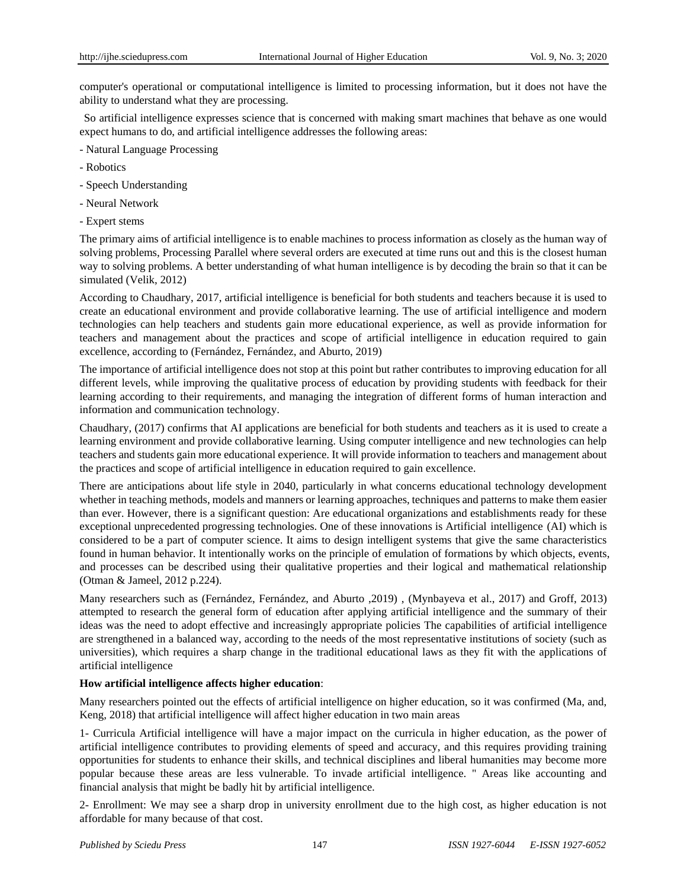computer's operational or computational intelligence is limited to processing information, but it does not have the ability to understand what they are processing.

So artificial intelligence expresses science that is concerned with making smart machines that behave as one would expect humans to do, and artificial intelligence addresses the following areas:

- Natural Language Processing
- Robotics
- Speech Understanding
- Neural Network
- Expert stems

The primary aims of artificial intelligence is to enable machines to process information as closely as the human way of solving problems, Processing Parallel where several orders are executed at time runs out and this is the closest human way to solving problems. A better understanding of what human intelligence is by decoding the brain so that it can be simulated (Velik, 2012)

According to Chaudhary, 2017, artificial intelligence is beneficial for both students and teachers because it is used to create an educational environment and provide collaborative learning. The use of artificial intelligence and modern technologies can help teachers and students gain more educational experience, as well as provide information for teachers and management about the practices and scope of artificial intelligence in education required to gain excellence, according to (Fernández, Fernández, and Aburto, 2019)

The importance of artificial intelligence does not stop at this point but rather contributes to improving education for all different levels, while improving the qualitative process of education by providing students with feedback for their learning according to their requirements, and managing the integration of different forms of human interaction and information and communication technology.

Chaudhary, (2017) confirms that AI applications are beneficial for both students and teachers as it is used to create a learning environment and provide collaborative learning. Using computer intelligence and new technologies can help teachers and students gain more educational experience. It will provide information to teachers and management about the practices and scope of artificial intelligence in education required to gain excellence.

There are anticipations about life style in 2040, particularly in what concerns educational technology development whether in teaching methods, models and manners or learning approaches, techniques and patterns to make them easier than ever. However, there is a significant question: Are educational organizations and establishments ready for these exceptional unprecedented progressing technologies. One of these innovations is Artificial intelligence (AI) which is considered to be a part of computer science. It aims to design intelligent systems that give the same characteristics found in human behavior. It intentionally works on the principle of emulation of formations by which objects, events, and processes can be described using their qualitative properties and their logical and mathematical relationship (Otman & Jameel, 2012 p.224).

Many researchers such as (Fernández, Fernández, and Aburto ,2019) , (Mynbayeva et al., 2017) and Groff, 2013) attempted to research the general form of education after applying artificial intelligence and the summary of their ideas was the need to adopt effective and increasingly appropriate policies The capabilities of artificial intelligence are strengthened in a balanced way, according to the needs of the most representative institutions of society (such as universities), which requires a sharp change in the traditional educational laws as they fit with the applications of artificial intelligence

**How artificial intelligence affects higher education**:

Many researchers pointed out the effects of artificial intelligence on higher education, so it was confirmed (Ma, and, Keng, 2018) that artificial intelligence will affect higher education in two main areas

1- Curricula Artificial intelligence will have a major impact on the curricula in higher education, as the power of artificial intelligence contributes to providing elements of speed and accuracy, and this requires providing training opportunities for students to enhance their skills, and technical disciplines and liberal humanities may become more popular because these areas are less vulnerable. To invade artificial intelligence. " Areas like accounting and financial analysis that might be badly hit by artificial intelligence.

2- Enrollment: We may see a sharp drop in university enrollment due to the high cost, as higher education is not affordable for many because of that cost.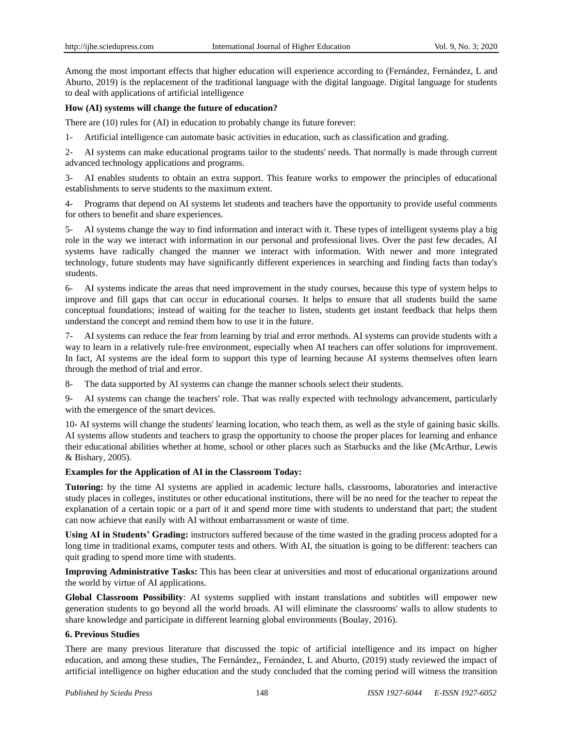Among the most important effects that higher education will experience according to (Fernández, Fernández, L and Aburto, 2019) is the replacement of the traditional language with the digital language. Digital language for students to deal with applications of artificial intelligence

**How (AI) systems will change the future of education?**

There are (10) rules for (AI) in education to probably change its future forever:

1- Artificial intelligence can automate basic activities in education, such as classification and grading.

2- AI systems can make educational programs tailor to the students' needs. That normally is made through current advanced technology applications and programs.

3- AI enables students to obtain an extra support. This feature works to empower the principles of educational establishments to serve students to the maximum extent.

4- Programs that depend on AI systems let students and teachers have the opportunity to provide useful comments for others to benefit and share experiences.

5- AI systems change the way to find information and interact with it. These types of intelligent systems play a big role in the way we interact with information in our personal and professional lives. Over the past few decades, AI systems have radically changed the manner we interact with information. With newer and more integrated technology, future students may have significantly different experiences in searching and finding facts than today's students.

6- AI systems indicate the areas that need improvement in the study courses, because this type of system helps to improve and fill gaps that can occur in educational courses. It helps to ensure that all students build the same conceptual foundations; instead of waiting for the teacher to listen, students get instant feedback that helps them understand the concept and remind them how to use it in the future.

7- AI systems can reduce the fear from learning by trial and error methods. AI systems can provide students with a way to learn in a relatively rule-free environment, especially when AI teachers can offer solutions for improvement. In fact, AI systems are the ideal form to support this type of learning because AI systems themselves often learn through the method of trial and error.

8- The data supported by AI systems can change the manner schools select their students.

9- AI systems can change the teachers' role. That was really expected with technology advancement, particularly with the emergence of the smart devices.

10- AI systems will change the students' learning location, who teach them, as well as the style of gaining basic skills. AI systems allow students and teachers to grasp the opportunity to choose the proper places for learning and enhance their educational abilities whether at home, school or other places such as Starbucks and the like (McArthur, Lewis & Bishary, 2005).

**Examples for the Application of AI in the Classroom Today:**

**Tutoring:** by the time AI systems are applied in academic lecture halls, classrooms, laboratories and interactive study places in colleges, institutes or other educational institutions, there will be no need for the teacher to repeat the explanation of a certain topic or a part of it and spend more time with students to understand that part; the student can now achieve that easily with AI without embarrassment or waste of time.

**Using AI in Students' Grading:** instructors suffered because of the time wasted in the grading process adopted for a long time in traditional exams, computer tests and others. With AI, the situation is going to be different: teachers can quit grading to spend more time with students.

**Improving Administrative Tasks:** This has been clear at universities and most of educational organizations around the world by virtue of AI applications.

**Global Classroom Possibility**: AI systems supplied with instant translations and subtitles will empower new generation students to go beyond all the world broads. AI will eliminate the classrooms' walls to allow students to share knowledge and participate in different learning global environments (Boulay, 2016).

## 6. Previous Studies

There are many previous literature that discussed the topic of artificial intelligence and its impact on higher education, and among these studies, The Fernández,, Fernández, L and Aburto, (2019) study reviewed the impact of artificial intelligence on higher education and the study concluded that the coming period will witness the transition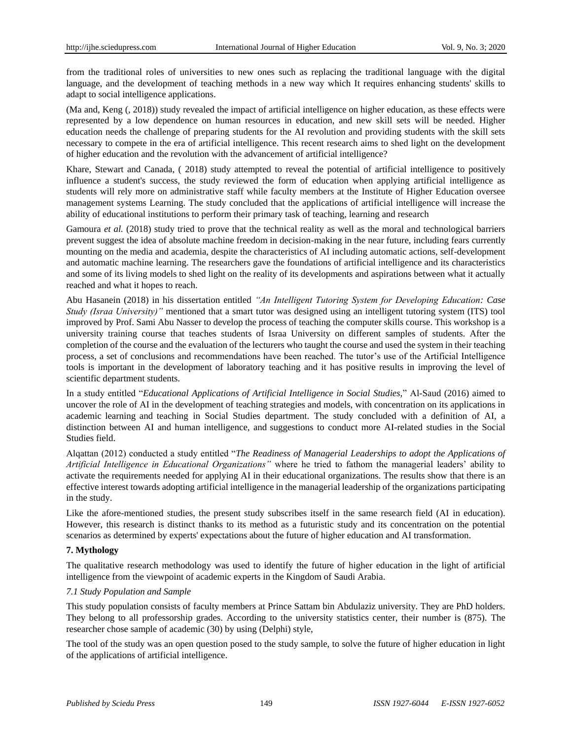from the traditional roles of universities to new ones such as replacing the traditional language with the digital language, and the development of teaching methods in a new way which It requires enhancing students' skills to adapt to social intelligence applications.

(Ma and, Keng (, 2018)) study revealed the impact of artificial intelligence on higher education, as these effects were represented by a low dependence on human resources in education, and new skill sets will be needed. Higher education needs the challenge of preparing students for the AI revolution and providing students with the skill sets necessary to compete in the era of artificial intelligence. This recent research aims to shed light on the development of higher education and the revolution with the advancement of artificial intelligence?

Khare, Stewart and Canada, ( 2018) study attempted to reveal the potential of artificial intelligence to positively influence a student's success, the study reviewed the form of education when applying artificial intelligence as students will rely more on administrative staff while faculty members at the Institute of Higher Education oversee management systems Learning. The study concluded that the applications of artificial intelligence will increase the ability of educational institutions to perform their primary task of teaching, learning and research

Gamoura *et al.* (2018) study tried to prove that the technical reality as well as the moral and technological barriers prevent suggest the idea of absolute machine freedom in decision-making in the near future, including fears currently mounting on the media and academia, despite the characteristics of AI including automatic actions, self-development and automatic machine learning. The researchers gave the foundations of artificial intelligence and its characteristics and some of its living models to shed light on the reality of its developments and aspirations between what it actually reached and what it hopes to reach.

Abu Hasanein (2018) in his dissertation entitled *"An Intelligent Tutoring System for Developing Education: Case Study (Israa University)"* mentioned that a smart tutor was designed using an intelligent tutoring system (ITS) tool improved by Prof. Sami Abu Nasser to develop the process of teaching the computer skills course. This workshop is a university training course that teaches students of Israa University on different samples of students. After the completion of the course and the evaluation of the lecturers who taught the course and used the system in their teaching process, a set of conclusions and recommendations have been reached. The tutor's use of the Artificial Intelligence tools is important in the development of laboratory teaching and it has positive results in improving the level of scientific department students.

In a study entitled "*Educational Applications of Artificial Intelligence in Social Studies,*" Al-Saud (2016) aimed to uncover the role of AI in the development of teaching strategies and models, with concentration on its applications in academic learning and teaching in Social Studies department. The study concluded with a definition of AI, a distinction between AI and human intelligence, and suggestions to conduct more AI-related studies in the Social Studies field.

Alqattan (2012) conducted a study entitled "*The Readiness of Managerial Leaderships to adopt the Applications of Artificial Intelligence in Educational Organizations"* where he tried to fathom the managerial leaders' ability to activate the requirements needed for applying AI in their educational organizations. The results show that there is an effective interest towards adopting artificial intelligence in the managerial leadership of the organizations participating in the study.

Like the afore-mentioned studies, the present study subscribes itself in the same research field (AI in education). However, this research is distinct thanks to its method as a futuristic study and its concentration on the potential scenarios as determined by experts' expectations about the future of higher education and AI transformation.

## 7. Mythology

The qualitative research methodology was used to identify the future of higher education in the light of artificial intelligence from the viewpoint of academic experts in the Kingdom of Saudi Arabia.

### *7.1 Study Population and Sample*

This study population consists of faculty members at Prince Sattam bin Abdulaziz university. They are PhD holders. They belong to all professorship grades. According to the university statistics center, their number is (875). The researcher chose sample of academic (30) by using (Delphi) style,

The tool of the study was an open question posed to the study sample, to solve the future of higher education in light of the applications of artificial intelligence.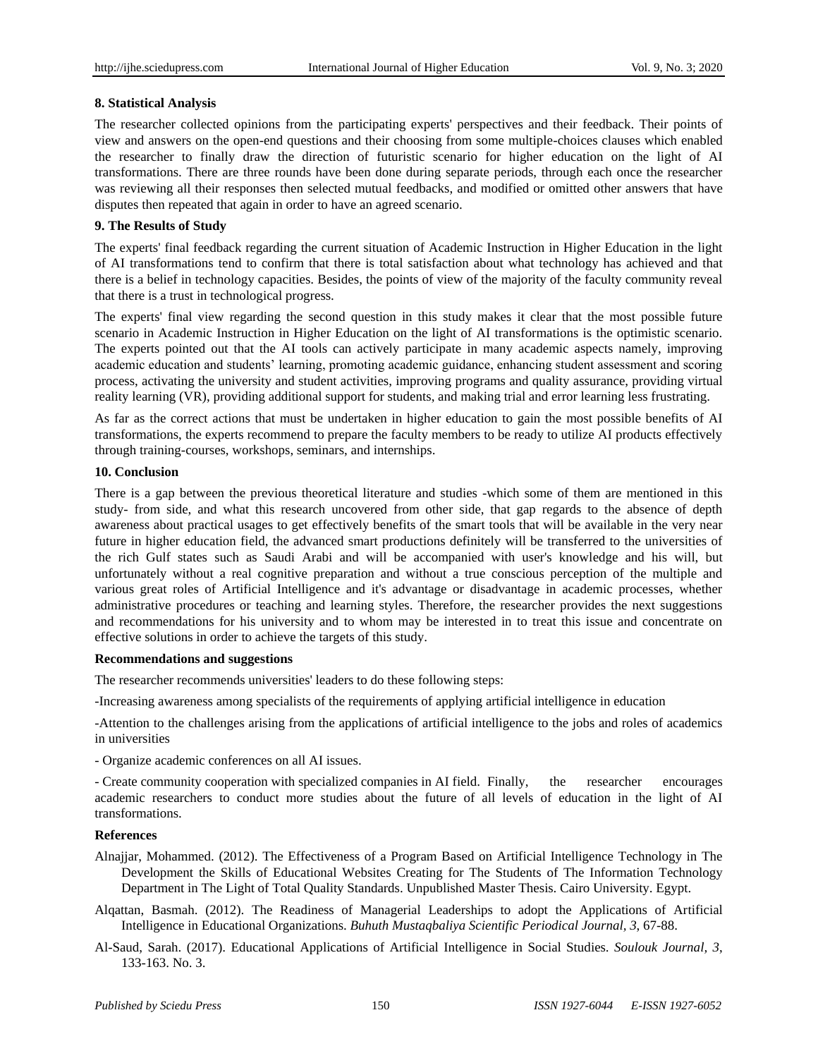## 8. Statistical Analysis

The researcher collected opinions from the participating experts' perspectives and their feedback. Their points of view and answers on the open-end questions and their choosing from some multiple-choices clauses which enabled the researcher to finally draw the direction of futuristic scenario for higher education on the light of AI transformations. There are three rounds have been done during separate periods, through each once the researcher was reviewing all their responses then selected mutual feedbacks, and modified or omitted other answers that have disputes then repeated that again in order to have an agreed scenario.

## 9. The Results of Study

The experts' final feedback regarding the current situation of Academic Instruction in Higher Education in the light of AI transformations tend to confirm that there is total satisfaction about what technology has achieved and that there is a belief in technology capacities. Besides, the points of view of the majority of the faculty community reveal that there is a trust in technological progress.

The experts' final view regarding the second question in this study makes it clear that the most possible future scenario in Academic Instruction in Higher Education on the light of AI transformations is the optimistic scenario. The experts pointed out that the AI tools can actively participate in many academic aspects namely, improving academic education and students' learning, promoting academic guidance, enhancing student assessment and scoring process, activating the university and student activities, improving programs and quality assurance, providing virtual reality learning (VR), providing additional support for students, and making trial and error learning less frustrating.

As far as the correct actions that must be undertaken in higher education to gain the most possible benefits of AI transformations, the experts recommend to prepare the faculty members to be ready to utilize AI products effectively through training-courses, workshops, seminars, and internships.

## 10. Conclusion

There is a gap between the previous theoretical literature and studies -which some of them are mentioned in this study- from side, and what this research uncovered from other side, that gap regards to the absence of depth awareness about practical usages to get effectively benefits of the smart tools that will be available in the very near future in higher education field, the advanced smart productions definitely will be transferred to the universities of the rich Gulf states such as Saudi Arabi and will be accompanied with user's knowledge and his will, but unfortunately without a real cognitive preparation and without a true conscious perception of the multiple and various great roles of Artificial Intelligence and it's advantage or disadvantage in academic processes, whether administrative procedures or teaching and learning styles. Therefore, the researcher provides the next suggestions and recommendations for his university and to whom may be interested in to treat this issue and concentrate on effective solutions in order to achieve the targets of this study.

### Recommendations and suggestions

The researcher recommends universities' leaders to do these following steps:

-Increasing awareness among specialists of the requirements of applying artificial intelligence in education

-Attention to the challenges arising from the applications of artificial intelligence to the jobs and roles of academics in universities

- Organize academic conferences on all AI issues.

- Create community cooperation with specialized companies in AI field. Finally, the researcher encourages academic researchers to conduct more studies about the future of all levels of education in the light of AI transformations.

## References

Alnajjar, Mohammed. (2012). The Effectiveness of a Program Based on Artificial Intelligence Technology in The Development the Skills of Educational Websites Creating for The Students of The Information Technology Department in The Light of Total Quality Standards. Unpublished Master Thesis. Cairo University. Egypt.

Alqattan, Basmah. (2012). The Readiness of Managerial Leaderships to adopt the Applications of Artificial Intelligence in Educational Organizations. *Buhuth Mustaqbaliya Scientific Periodical Journal, 3,* 67-88.

Al-Saud, Sarah. (2017). Educational Applications of Artificial Intelligence in Social Studies. *Soulouk Journal, 3,* 133-163. No. 3.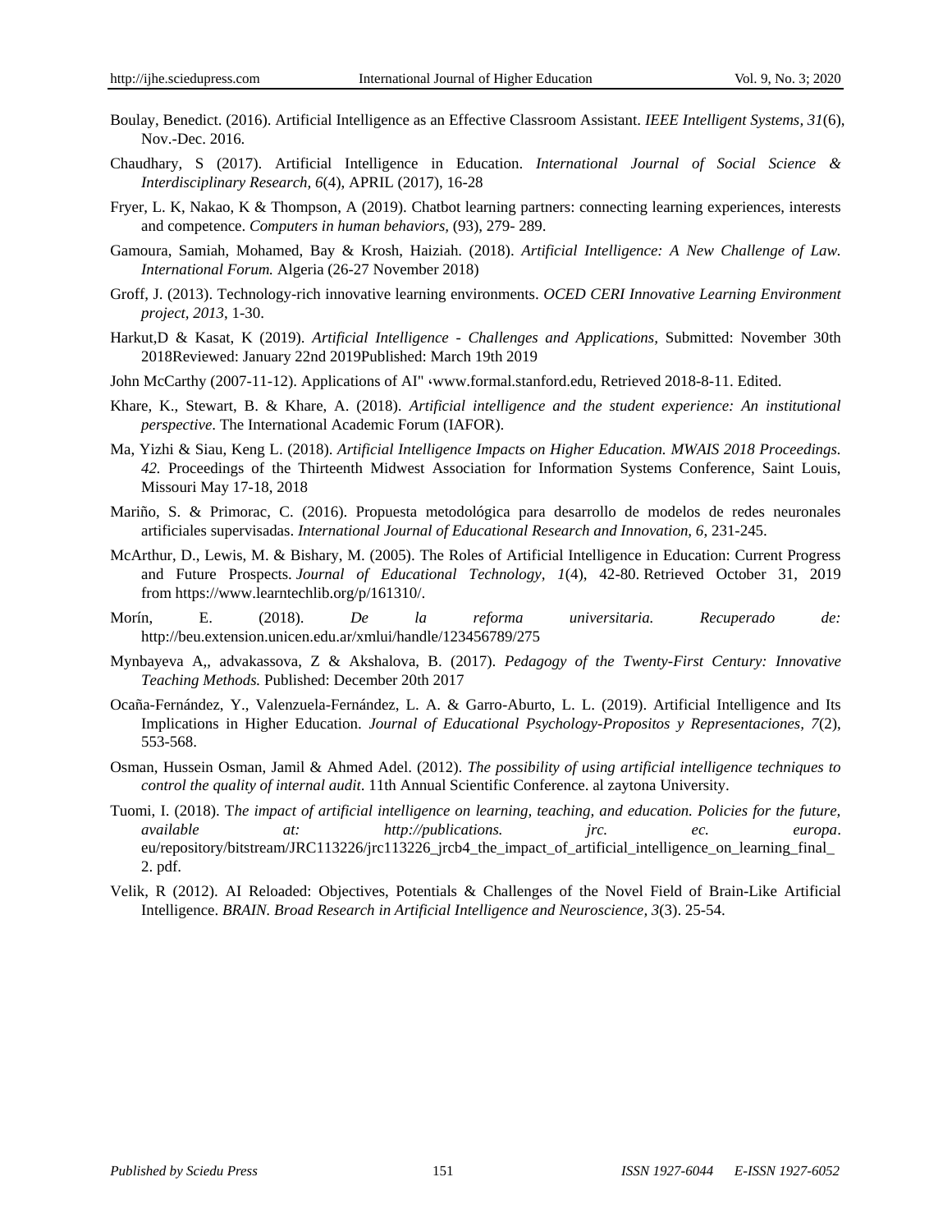Boulay, Benedict. (2016). Artificial Intelligence as an Effective Classroom Assistant. *IEEE Intelligent Systems, 31*(6), Nov.-Dec. 2016.

Chaudhary, S (2017). Artificial Intelligence in Education. *International Journal of Social Science & Interdisciplinary Research, 6*(4), APRIL (2017), 16-28

Fryer, L. K, Nakao, K & Thompson, A (2019). Chatbot learning partners: connecting learning experiences, interests and competence. *Computers in human behaviors,* (93), 279- 289.

Gamoura, Samiah, Mohamed, Bay & Krosh, Haiziah. (2018). *Artificial Intelligence: A New Challenge of Law. International Forum.* Algeria (26-27 November 2018)

Groff, J. (2013). Technology-rich innovative learning environments. *OCED CERI Innovative Learning Environment project, 2013*, 1-30.

Harkut,D & Kasat, K (2019). *Artificial Intelligence - Challenges and Applications,* Submitted: November 30th 2018Reviewed: January 22nd 2019Published: March 19th 2019

John McCarthy (2007-11-12). Applications of AI" ،www.formal.stanford.edu, Retrieved 2018-8-11. Edited.

Khare, K., Stewart, B. & Khare, A. (2018). *Artificial intelligence and the student experience: An institutional perspective*. The International Academic Forum (IAFOR).

Ma, Yizhi & Siau, Keng L. (2018). *Artificial Intelligence Impacts on Higher Education. MWAIS 2018 Proceedings. 42.* Proceedings of the Thirteenth Midwest Association for Information Systems Conference, Saint Louis, Missouri May 17-18, 2018

Mariño, S. & Primorac, C. (2016). Propuesta metodológica para desarrollo de modelos de redes neuronales artificiales supervisadas. *International Journal of Educational Research and Innovation, 6*, 231-245.

McArthur, D., Lewis, M. & Bishary, M. (2005). The Roles of Artificial Intelligence in Education: Current Progress and Future Prospects. *Journal of Educational Technology, 1*(4), 42-80. Retrieved October 31, 2019 from https://www.learntechlib.org/p/161310/.

Morín, E. (2018). *De la reforma universitaria. Recuperado de:* http://beu.extension.unicen.edu.ar/xmlui/handle/123456789/275

Mynbayeva A,, advakassova, Z & Akshalova, B. (2017). *Pedagogy of the Twenty-First Century: Innovative Teaching Methods.* Published: December 20th 2017

Ocaña-Fernández, Y., Valenzuela-Fernández, L. A. & Garro-Aburto, L. L. (2019). Artificial Intelligence and Its Implications in Higher Education. *Journal of Educational Psychology-Propositos y Representaciones, 7*(2), 553-568.

Osman, Hussein Osman, Jamil & Ahmed Adel. (2012). *The possibility of using artificial intelligence techniques to control the quality of internal audit*. 11th Annual Scientific Conference. al zaytona University.

Tuomi, I. (2018). T*he impact of artificial intelligence on learning, teaching, and education. Policies for the future, available at: http://publications. jrc. ec. europa*. eu/repository/bitstream/JRC113226/jrc113226_jrcb4_the_impact_of_artificial_intelligence_on_learning_final_ 2. pdf.

Velik, R (2012). AI Reloaded: Objectives, Potentials & Challenges of the Novel Field of Brain-Like Artificial Intelligence. *BRAIN. Broad Research in Artificial Intelligence and Neuroscience, 3*(3). 25-54.